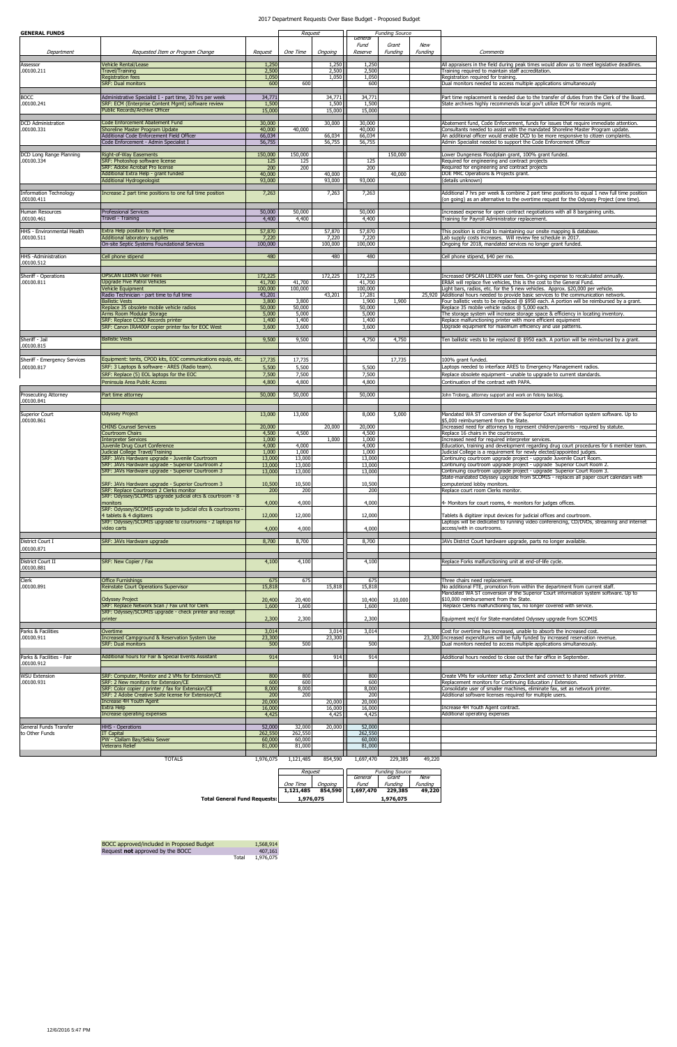# 2017 Department Requests Over Base Budget - Proposed Budget

## GENERAL FUNDS

| Department | Requested Item or Program Change | Request | Request: One Time | Request: Ongoing | Funding Source: General Fund Reserve | Funding Source: Grant Funding | Funding Source: New Funding | Comments |
|---|---|---|---|---|---|---|---|---|
| Assessor .00100.211 | Vehicle Rental/Lease | 1,250 | | 1,250 | 1,250 | | | All appraisers in the field during peak times would allow us to meet legislative deadlines. |
| | Travel/Training | 2,500 | | 2,500 | 2,500 | | | Training required to maintain staff accreditation. |
| | Registration fees | 1,050 | | 1,050 | 1,050 | | | Registration required for training. |
| | SRF: Dual monitors | 600 | 600 | | 600 | | | Dual monitors needed to access multiple applications simultaneously |
| BOCC .00100.241 | Administrative Specialist I - part time, 20 hrs per week | 34,771 | | 34,771 | 34,771 | | | Part time replacement is needed due to the transfer of duties from the Clerk of the Board. |
| | SRF: ECM (Enterprise Content Mgmt) software review | 1,500 | | 1,500 | 1,500 | | | State archives highly recommends local gov't utilize ECM for records mgmt. |
| | Public Records/Archive Officer | 15,000 | | 15,000 | 15,000 | | | |
| DCD Administration .00100.331 | Code Enforcement Abatement Fund | 30,000 | | 30,000 | 30,000 | | | Abatement fund, Code Enforcement, funds for issues that require immediate attention. |
| | Shoreline Master Program Update | 40,000 | 40,000 | | 40,000 | | | Consultants needed to assist with the mandated Shoreline Master Program update. |
| | Additional Code Enforcement Field Officer | 66,034 | | 66,034 | 66,034 | | | An additional officer would enable DCD to be more responsive to citizen complaints. |
| | Code Enforcement - Admin Specialist I | 56,755 | | 56,755 | 56,755 | | | Admin Specialist needed to support the Code Enforcement Officer |
| DCD Long Range Planning .00100.334 | Right-of-Way Easements | 150,000 | 150,000 | | | 150,000 | | Lower Dungeness Floodplain grant, 100% grant funded. |
| | SRF: Photoshop software license | 125 | 125 | | 125 | | | Required for engineering and contract projects |
| | SRF: Adobe Acrobat Pro license | 200 | 200 | | 200 | | | Required for engineering and contract projects |
| | Additional Extra Help - grant funded | 40,000 | | 40,000 | | 40,000 | | DOE MRC Operations & Projects grant. |
| | Additional Hydrogeologist | 93,000 | | 93,000 | 93,000 | | | (details unknown) |
| Information Technology .00100.411 | Increase 2 part time positions to one full time position | 7,263 | | 7,263 | 7,263 | | | Additional 7 hrs per week & combine 2 part time positions to equal 1 new full time position (on going) as an alternative to the overtime request for the Odyssey Project (one time). |
| Human Resources .00100.461 | Professional Services | 50,000 | 50,000 | | 50,000 | | | Increased expense for open contract negotiations with all 8 bargaining units. |
| | Travel - Training | 4,400 | 4,400 | | 4,400 | | | Training for Payroll Administrator replacement. |
| HHS - Environmental Health .00100.511 | Extra Help position to Part Time | 57,870 | | 57,870 | 57,870 | | | This position is critical to maintaining our onsite mapping & database. |
| | Additional laboratory supplies | 7,220 | | 7,220 | 7,220 | | | Lab supply costs increases. Will review fee schedule in 2017. |
| | On-site Septic Systems Foundational Services | 100,000 | | 100,000 | 100,000 | | | Ongoing for 2018, mandated services no longer grant funded. |
| HHS -Administration .00100.512 | Cell phone stipend | 480 | | 480 | 480 | | | Cell phone stipend, $40 per mo. |
| Sheriff - Operations .00100.811 | OPSCAN LEDRN User Fees | 172,225 | | 172,225 | 172,225 | | | Increased OPSCAN LEDRN user fees. On-going expense to recalculated annually. |
| | Upgrade Five Patrol Vehicles | 41,700 | 41,700 | | 41,700 | | | ER&R will replace five vehicles, this is the cost to the General Fund. |
| | Vehicle Equipment | 100,000 | 100,000 | | 100,000 | | | Light bars, radios, etc. for the 5 new vehicles. Approx. $20,000 per vehicle. |
| | Radio Technician - part time to full time | 43,201 | | 43,201 | 17,281 | | 25,920 | Additional hours needed to provide basic services to the communication network. |
| | Ballistic Vests | 3,800 | 3,800 | | 1,900 | 1,900 | | Four ballistic vests to be replaced @ $950 each. A portion will be reimbursed by a grant. |
| | Replace 35 obsolete mobile vehicle radios | 50,000 | 50,000 | | 50,000 | | | Replace 35 mobile vehicle radios @ 5,000 each. |
| | Arms Room Modular Storage | 5,000 | 5,000 | | 5,000 | | | The storage system will increase storage space & efficiency in locating inventory. |
| | SRF: Replace CCSO Records printer | 1,400 | 1,400 | | 1,400 | | | Replace malfunctioning printer with more efficient equipment |
| | SRF: Canon IRA400if copier printer fax for EOC West | 3,600 | 3,600 | | 3,600 | | | Upgrade equipment for maximum efficiency and use patterns. |
| Sheriff - Jail .00100.815 | Ballistic Vests | 9,500 | 9,500 | | 4,750 | 4,750 | | Ten ballistic vests to be replaced @ $950 each. A portion will be reimbursed by a grant. |
| Sheriff - Emergency Services .00100.817 | Equipment: tents, CPOD kits, EOC communications equip, etc. | 17,735 | 17,735 | | | 17,735 | | 100% grant funded. |
| | SRF: 3 Laptops & software - ARES (Radio team). | 5,500 | 5,500 | | 5,500 | | | Laptops needed to interface ARES to Emergency Management radios. |
| | SRF: Replace (5) EOL laptops for the EOC | 7,500 | 7,500 | | 7,500 | | | Replace obsolete equipment - unable to upgrade to current standards. |
| | Peninsula Area Public Access | 4,800 | 4,800 | | 4,800 | | | Continuation of the contract with PAPA. |
| Prosecuting Attorney .00100.841 | Part time attorney | 50,000 | 50,000 | | 50,000 | | | John Troberg, attorney support and work on felony backlog. |
| Superior Court .00100.861 | Odyssey Project | 13,000 | 13,000 | | 8,000 | 5,000 | | Mandated WA ST conversion of the Superior Court information system software. Up to $5,000 reimbursement from the State. |
| | CHINS Counsel Services | 20,000 | | 20,000 | 20,000 | | | Increased need for attorneys to represent children/parents - required by statute. |
| | Courtroom Chairs | 4,500 | 4,500 | | 4,500 | | | Replace 16 chairs in the courtrooms. |
| | Interpreter Services | 1,000 | | 1,000 | 1,000 | | | Increased need for required interpreter services. |
| | Juvenile Drug Court Conference | 4,000 | 4,000 | | 4,000 | | | Education, training and development regarding drug court procedures for 6 member team. |
| | Judicial College Travel/Training | 1,000 | 1,000 | | 1,000 | | | Judicial College is a requirement for newly elected/appointed judges. |
| | SRF: JAVs Hardware upgrade - Juvenile Courtroom | 13,000 | 13,000 | | 13,000 | | | Continuing courtroom upgrade project - upgrade Juvenile Court Room. |
| | SRF: JAVs Hardware upgrade - Superior Courtroom 2 | 13,000 | 13,000 | | 13,000 | | | Continuing courtroom upgrade project - upgrade Superior Court Room 2. |
| | SRF: JAVs Hardware upgrade - Superior Courtroom 3 | 13,000 | 13,000 | | 13,000 | | | Continuing courtroom upgrade project - upgrade Superior Court Room 3. |
| | SRF: JAVs Hardware upgrade - Superior Courtroom 3 | 10,500 | 10,500 | | 10,500 | | | State-mandated Odyssey upgrade from SCOMIS - replaces all paper court calendars with computerized lobby monitors. |
| | SRF: Replace Courtroom 2 Clerks monitor | 200 | 200 | | 200 | | | Replace court room Clerks monitor. |
| | SRF: Odyssey/SCOMIS upgrade judicial ofcs & courtroom - 8 monitors | 4,000 | 4,000 | | 4,000 | | | 4- Monitors for court rooms, 4- monitors for judges offices. |
| | SRF: Odyssey/SCOMIS upgrade to judicial ofcs & courtrooms - 4 tablets & 4 digitizers | 12,000 | 12,000 | | 12,000 | | | Tablets & digitizer input devices for judicial offices and courtroom. |
| | SRF: Odyssey/SCOMIS upgrade to courtrooms - 2 laptops for video carts | 4,000 | 4,000 | | 4,000 | | | Laptops will be dedicated to running video conferencing, CD/DVDs, streaming and internet access/with in courtrooms. |
| District Court I .00100.871 | SRF: JAVs Hardware upgrade | 8,700 | 8,700 | | 8,700 | | | JAVs District Court hardware upgrade, parts no longer available. |
| District Court II .00100.881 | SRF: New Copier / Fax | 4,100 | 4,100 | | 4,100 | | | Replace Forks malfunctioning unit at end-of-life cycle. |
| Clerk .00100.891 | Office Furnishings | 675 | 675 | | 675 | | | Three chairs need replacement. |
| | Reinstate Court Operations Supervisor | 15,818 | | 15,818 | 15,818 | | | No additional FTE, promotion from within the department from current staff. |
| | Odyssey Project | 20,400 | 20,400 | | 10,400 | 10,000 | | Mandated WA ST conversion of the Superior Court information system software. Up to $10,000 reimbursement from the State. |
| | SRF: Replace Network Scan / Fax unit for Clerk | 1,600 | 1,600 | | 1,600 | | | Replace Clerks malfunctioning fax, no longer covered with service. |
| | SRF: Odyssey/SCOMIS upgrade - check printer and receipt printer | 2,300 | 2,300 | | 2,300 | | | Equipment req'd for State-mandated Odyssey upgrade from SCOMIS |
| Parks & Facilities .00100.911 | Overtime | 3,014 | | 3,014 | 3,014 | | | Cost for overtime has increased, unable to absorb the increased cost. |
| | Increased Campground & Reservation System Use | 23,300 | | 23,300 | | | 23,300 | Increased expenditures will be fully funded by increased reservation revenue. |
| | SRF: Dual monitors | 500 | 500 | | 500 | | | Dual monitors needed to access multiple applications simultaneously. |
| Parks & Facilities - Fair .00100.912 | Additional hours for Fair & Special Events Assistant | 914 | | 914 | 914 | | | Additional hours needed to close out the fair office in September. |
| WSU Extension .00100.931 | SRF: Computer, Monitor and 2 VMs for Extension/CE | 800 | 800 | | 800 | | | Create VMs for volunteer setup Zeroclient and connect to shared network printer. |
| | SRF: 2 New monitors for Extension/CE | 600 | 600 | | 600 | | | Replacement monitors for Continuing Education / Extension. |
| | SRF: Color copier / printer / fax for Extension/CE | 8,000 | 8,000 | | 8,000 | | | Consolidate user of smaller machines, eliminate fax, set as network printer. |
| | SRF: 2 Adobe Creative Suite license for Extension/CE | 200 | 200 | | 200 | | | Additional software licenses required for multiple users. |
| | Increase 4H Youth Agent | 20,000 | | 20,000 | 20,000 | | | Increase 4H Youth Agent contract. |
| | Extra Help | 16,000 | | 16,000 | 16,000 | | | |
| | Increase operating expenses | 4,425 | | 4,425 | 4,425 | | | Additional operating expenses |
| General Funds Transfer to Other Funds | HHS - Operations | 52,000 | 32,000 | 20,000 | 52,000 | | | |
| | IT Capital | 262,550 | 262,550 | | 262,550 | | | |
| | PW - Clallam Bay/Sekiu Sewer | 60,000 | 60,000 | | 60,000 | | | |
| | Veterans Relief | 81,000 | 81,000 | | 81,000 | | | |
| | TOTALS | 1,976,075 | 1,121,485 | 854,590 | 1,697,470 | 229,385 | 49,220 | |

| | Request: One Time | Request: Ongoing | Funding Source: General Fund | Funding Source: Grant Funding | Funding Source: New Funding |
|---|---|---|---|---|---|
| | 1,121,485 | 854,590 | 1,697,470 | 229,385 | 49,220 |
| **Total General Fund Requests:** | 1,976,075 | | 1,976,075 | | |

| | |
|---|---|
| BOCC approved/included in Proposed Budget | 1,568,914 |
| Request **not** approved by the BOCC | 407,161 |
| Total | 1,976,075 |

12/6/2016 5:47 PM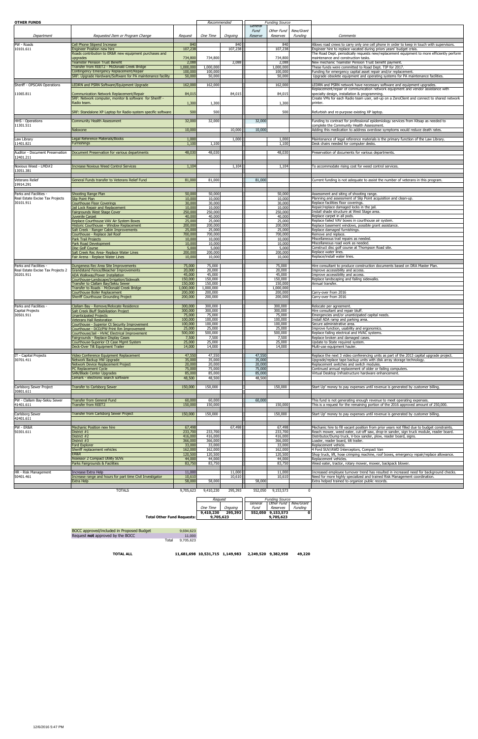**OTHER FUNDS**

| Department | Requested Item or Program Change | Request | Recommended One Time | Recommended Ongoing | Funding Source General Fund Reserve | Funding Source Other Fund Reserves | Funding Source New/Grant Funding | Comments |
|---|---|---|---|---|---|---|---|---|
| PW - Roads 10101.611 | Cell Phone Stipend Increase | 840 | | 840 | | 840 | | Allows road crews to carry only one cell phone in order to keep in touch with supervisors. |
| | Engineer Position new hire | 107,238 | | 107,238 | | 107,238 | | Engineer hire to replace vacated during priors years' budget crisis. |
| | Roads contribution to ER&R new equipment purchases and upgrades | 734,800 | 734,800 | | | 734,800 | | The Road Dept. periodically requests new/replacement equipment to more efficiently perform maintenance and construction tasks. |
| | Teamster Pension Trust Benefit | 2,088 | | 2,088 | | 2,088 | | New mechanic Teamster Pension Trust benefit payment. |
| | Transfer from REET2 - McDonald Creek Bridge | 1,000,000 | 1,000,000 | | | 1,000,000 | | These funds were committed to Road Dept. TIP for 2017. |
| | Contingency Emergency Replacement/Repair | 100,000 | 100,000 | | | 100,000 | | Funding for emergency capital asset repair and/or replacement. |
| | SRF: Upgrade Hardware/Software for PA maintenance facility | 50,000 | 50,000 | | | 50,000 | | Upgrade obsolete equipment and operating systems for PA maintenance facilities. |
| Sheriff - OPSCAN Operations 11065.811 | LEDRN and PSRN Software/Equipment Upgrade | 162,000 | 162,000 | | | 162,000 | | LEDRN and PSRN network have necessary software and equipment upgrades. |
| | Communication Network Replacement/Repair | 84,015 | | 84,015 | | 84,015 | | Replacement/repair of communication network equipment and vendor assistance with specialty design, installation & programming. |
| | SRF: Network computer, monitor & software for Sheriff - Radio team. | 1,300 | 1,300 | | | 1,300 | | Create VMs for each Radio team user, set-up on a ZeroClient and connect to shared network printer. |
| | SRF: Standalone XP Laptop for Radio-system specific software | 500 | 500 | | | 500 | | Refurbish and re-purpose existing XP laptop. |
| HHS - Operations 11301.511 | Community Health Assessment | 32,000 | 32,000 | | 32,000 | | | Funding to contract for professional epidemiology services from Kitsap as needed to complete the Community Health Assessment. |
| | Naloxone | 10,000 | | 10,000 | 10,000 | | | Adding this medication to address overdose symptoms would reduce death rates. |
| Law Library 11401.821 | Legal Reference Materials/Books | 1,000 | | 1,000 | | 1,000 | | Maintenance of legal reference materials is the primary function of the Law Library. |
| | Furnishings | 1,100 | 1,100 | | | 1,100 | | Desk chairs needed for computer desks. |
| Auditor - Document Preservation 12401.211 | Document Preservation for various departments | 48,030 | 48,030 | | | 48,030 | | Preservation of documents for various departments. |
| Noxious Weed - LMD#2 13051.381 | Increase Noxious Weed Control Services | 1,104 | | 1,104 | | 1,104 | | To accommodate rising cost for weed control services. |
| Veterans Relief 19914.291 | General Funds transfer to Veterans Relief Fund | 81,000 | 81,000 | | 81,000 | | | Current funding is not adequate to assist the number of veterans in this program. |
| Parks and Facilities - Real Estate Excise Tax Projects 30101.911 | Shooting Range Plan | 50,000 | 50,000 | | | 50,000 | | Assessment and siting of shooting range. |
| | Slip Point Plan | 10,000 | 10,000 | | | 10,000 | | Planning and assessment of Slip Point acquisition and clean-up. |
| | Courthouse Floor Coverings | 30,000 | 30,000 | | | 30,000 | | Replace facilities floor coverings. |
| | Jail Lock Repair and Replacement | 10,000 | 10,000 | | | 10,000 | | Repair/replace damaged locks in the jail. |
| | Fairgrounds West Stage Cover | 250,000 | 250,000 | | | 250,000 | | Install shade structure at West Stage area. |
| | Juvenile Carpet | 40,000 | 40,000 | | | 40,000 | | Replace carpet in all pods. |
| | Replace Courthouse VAV Air System Boxes | 25,000 | 25,000 | | | 25,000 | | Replace failed VAV boxes in courthouse air system. |
| | Historic Courthouse - Window Replacement | 200,000 | 200,000 | | | 200,000 | | Replace basement windows, possible grant assistance. |
| | Salt Creek - Ranger Cabin Improvements | 25,000 | 25,000 | | | 25,000 | | Replace damaged furnishings. |
| | Courthouse - Replace Jail Roof | 700,000 | 700,000 | | | 700,000 | | Remove and replace. |
| | Park Trail Projects | 10,000 | 10,000 | | | 10,000 | | Miscellaneous trail repairs as needed. |
| | Park Road Development | 10,000 | 10,000 | | | 10,000 | | Miscellaneous road work as needed. |
| | Disc Golf Course | 5,000 | 5,000 | | | 5,000 | | Construct disc golf course at Thompson Road site. |
| | Salt Creek Rec Area- Replace Water Lines | 200,000 | 200,000 | | | 200,000 | | Replace water lines. |
| | Fair Arena - Replace Water Lines | 10,000 | 10,000 | | | 10,000 | | Replace/install water lines. |
| Parks and Facilities - Real Estate Excise Tax Projects 2 30201.911 | Dungeness Rec Area Site Improvements | 75,000 | 75,000 | | | 75,000 | | Hire consultant to produce construction documents based on DRA Master Plan. |
| | Grandstand Fence/Bleacher Improvements | 20,000 | 20,000 | | | 20,000 | | Improve accessibility and access. |
| | ADA Walkway/Power Installation | 45,000 | 45,000 | | | 45,000 | | Improve accessibility and access. |
| | Courthouse-Landscape/Irrigation/Sidewalk | 150,000 | 150,000 | | | 150,000 | | Replace landscaping and failing sidewalks. |
| | Transfer to Clallam Bay/Sekiu Sewer | 150,000 | 150,000 | | | 150,000 | | Annual transfer. |
| | Transfer to Roads - McDonald Creek Bridge | 1,000,000 | 1,000,000 | | | 1,000,000 | | |
| | Courthouse Boiler Replacement | 200,000 | 200,000 | | | 200,000 | | Carry-over from 2016 |
| | Sheriff Courthouse Grounding Project | 200,000 | 200,000 | | | 200,000 | | Carry-over from 2016 |
| Parks and Facilities - Capital Projects 30501.911 | Clallam Bay - Remove/Relocate Residence | 300,000 | 300,000 | | | 300,000 | | Relocate per agreement. |
| | Salt Creek Bluff Stabilization Project | 300,000 | 300,000 | | | 300,000 | | Hire consultant and repair bluff. |
| | Unanticipated Projects | 75,000 | 75,000 | | | 75,000 | | Emergencies and/or unanticipated capital needs. |
| | Veterans Hall Restoration | 100,000 | 100,000 | | | 100,000 | | Install ADA ramp and parking area. |
| | Courthouse - Superior Ct Security Improvement | 100,000 | 100,000 | | | 100,000 | | Secure administrative area. |
| | Courthouse - DCD/PW Print Rm Improvement | 25,000 | 25,000 | | | 25,000 | | Improve function, usability and ergonomics. |
| | Courthouse/Jail - HVAC Electrical Improvement | 500,000 | 500,000 | | | 500,000 | | Replace failing electrical and HVAC systems. |
| | Fairgrounds - Replace Display Cases | 7,500 | 7,500 | | | 7,500 | | Replace broken and damaged cases. |
| | Courthouse-Superior Ct Case Mgmt System | 25,000 | 25,000 | | | 25,000 | | Update to State required system. |
| | Deck-Over Tilt Equipment Trailer | 14,000 | 14,000 | | | 14,000 | | Multi-use equipment hauler. |
| IT - Capital Projects 30701.411 | Video Conference Equipment Replacement | 47,550 | 47,550 | | 47,550 | | | Replace the next 3 video conferencing units as part of the 2013 capital upgrade project. |
| | Network Backup HW Upgrade | 35,000 | 35,000 | | 35,000 | | | Upgrade/replace tape backup units with disk array storage technology. |
| | Network Device Replacement Project | 20,000 | 20,000 | | 20,000 | | | Replacement switches and switch modules. |
| | PC Replacement Cycle | 75,000 | 75,000 | | 75,000 | | | Continued annual replacement of older or failing computers. |
| | SAN/Blade Center Upgrades | 85,000 | 85,000 | | 85,000 | | | Virtual Desktop Infrastructure hardware enhancement. |
| | Lemark - electronic search software | 48,500 | 48,500 | | 48,500 | | | |
| Carlsborg Sewer Project 30801.611 | Transfer to Carlsborg Sewer | 150,000 | 150,000 | | | 150,000 | | Start Up' money to pay expenses until revenue is generated by customer billing. |
| PW - Clallam Bay-Sekiu Sewer 41401.611 | Transfer from General Fund | 60,000 | 60,000 | | 60,000 | | | This fund is not generating enough revenue to meet operating expenses. |
| | Transfer from REET2 | 150,000 | 150,000 | | | 150,000 | | This is a request for the remaining portion of the 2016 approved amount of 250,000. |
| Carlsborg Sewer 42401.611 | Transfer from Carlsborg Sewer Project | 150,000 | 150,000 | | | 150,000 | | Start Up' money to pay expenses until revenue is generated by customer billing. |
| PW - ER&R 50301.611 | Mechanic Position new hire | 67,498 | | 67,498 | | 67,498 | | Mechanic hire to fill vacant position from prior years not filled due to budget constraints. |
| | District #1 | 233,700 | 233,700 | | | 233,700 | | Reach mower, weed eater, cut-off saw, drop-in sander, sign truck module, reader board. |
| | District #2 | 416,000 | 416,000 | | | 416,000 | | Distributor/Dump truck, V-box sander, plow, reader board, signs. |
| | District #3 | 366,000 | 366,000 | | | 366,000 | | Loader, reader board, tilt trailer. |
| | Ford Explorer | 33,000 | 33,000 | | | 33,000 | | Replacement vehicle. |
| | Sheriff replacement vehicles | 162,000 | 162,000 | | | 162,000 | | 4 Ford SUV/AWD Interceptors, Compact Van |
| | ER&R | 120,500 | 120,500 | | | 120,500 | | Shop truck, lift, hose crimping machine, roof boxes, emergency repair/replace allowance. |
| | Assessor 2 Compact Utility SUVs | 44,000 | 44,000 | | | 44,000 | | Replacement vehicles. |
| | Parks Fairgrounds & Facilities | 83,750 | 83,750 | | | 83,750 | | Weed eater, tractor, rotary mower, mower, backpack blower. |
| HR - Risk Management 50401.461 | Increase Extra Help | 11,000 | | 11,000 | | 11,000 | | Increased employee turnover trend has resulted in increased need for background checks. |
| | Increase range and hours for part time Civil Investigator | 10,610 | | 10,610 | | 10,610 | | Need for more highly specialized and trained Risk Management coordination. |
| | Extra Help | 58,000 | 58,000 | | 58,000 | | | Extra helped trained to organize public records. |
| | TOTALS | 9,705,623 | 9,410,230 | 295,393 | 552,050 | 9,153,573 | 0 | |

| | Request One Time | Request Ongoing | Funding Source General Fund | Funding Source Other Fund Reserves | Funding Source New/Grant Funding |
|---|---|---|---|---|---|
| **Total Other Fund Requests:** | 9,410,230 | 295,393 | 552,050 | 9,153,573 | 0 |
| | 9,705,623 | | 9,705,623 | | |

| | |
|---|---|
| BOCC approved/included in Proposed Budget | 9,694,623 |
| Request **not** approved by the BOCC | 11,000 |
| Total | 9,705,623 |

| | | | | | | |
|---|---|---|---|---|---|---|
| **TOTAL ALL** | 11,681,698 | 10,531,715 | 1,149,983 | 2,249,520 | 9,382,958 | 49,220 |

12/6/2016 5:47 PM